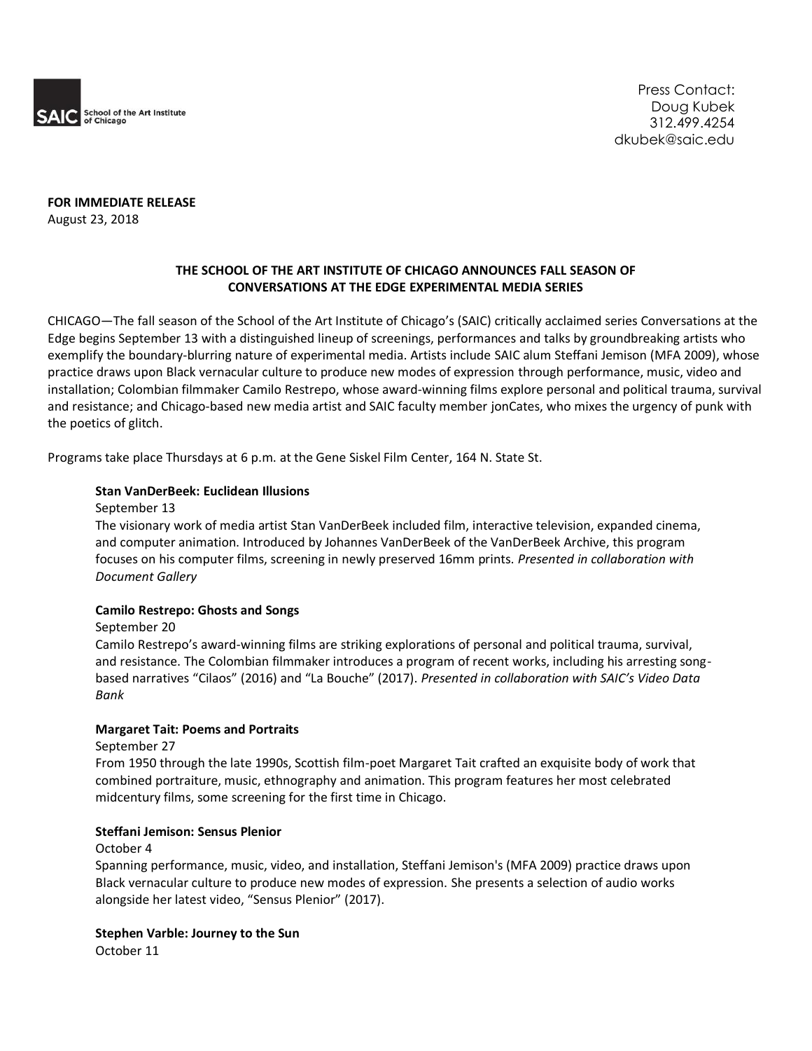SAIC School of the Art Institute of Chicago

Press Contact:
Doug Kubek
312.499.4254
dkubek@saic.edu

**FOR IMMEDIATE RELEASE**
August 23, 2018

# THE SCHOOL OF THE ART INSTITUTE OF CHICAGO ANNOUNCES FALL SEASON OF CONVERSATIONS AT THE EDGE EXPERIMENTAL MEDIA SERIES

CHICAGO—The fall season of the School of the Art Institute of Chicago's (SAIC) critically acclaimed series Conversations at the Edge begins September 13 with a distinguished lineup of screenings, performances and talks by groundbreaking artists who exemplify the boundary-blurring nature of experimental media. Artists include SAIC alum Steffani Jemison (MFA 2009), whose practice draws upon Black vernacular culture to produce new modes of expression through performance, music, video and installation; Colombian filmmaker Camilo Restrepo, whose award-winning films explore personal and political trauma, survival and resistance; and Chicago-based new media artist and SAIC faculty member jonCates, who mixes the urgency of punk with the poetics of glitch.

Programs take place Thursdays at 6 p.m. at the Gene Siskel Film Center, 164 N. State St.

**Stan VanDerBeek: Euclidean Illusions**
September 13
The visionary work of media artist Stan VanDerBeek included film, interactive television, expanded cinema, and computer animation. Introduced by Johannes VanDerBeek of the VanDerBeek Archive, this program focuses on his computer films, screening in newly preserved 16mm prints. *Presented in collaboration with Document Gallery*

**Camilo Restrepo: Ghosts and Songs**
September 20
Camilo Restrepo's award-winning films are striking explorations of personal and political trauma, survival, and resistance. The Colombian filmmaker introduces a program of recent works, including his arresting song-based narratives "Cilaos" (2016) and "La Bouche" (2017). *Presented in collaboration with SAIC's Video Data Bank*

**Margaret Tait: Poems and Portraits**
September 27
From 1950 through the late 1990s, Scottish film-poet Margaret Tait crafted an exquisite body of work that combined portraiture, music, ethnography and animation. This program features her most celebrated midcentury films, some screening for the first time in Chicago.

**Steffani Jemison: Sensus Plenior**
October 4
Spanning performance, music, video, and installation, Steffani Jemison's (MFA 2009) practice draws upon Black vernacular culture to produce new modes of expression. She presents a selection of audio works alongside her latest video, "Sensus Plenior" (2017).

**Stephen Varble: Journey to the Sun**
October 11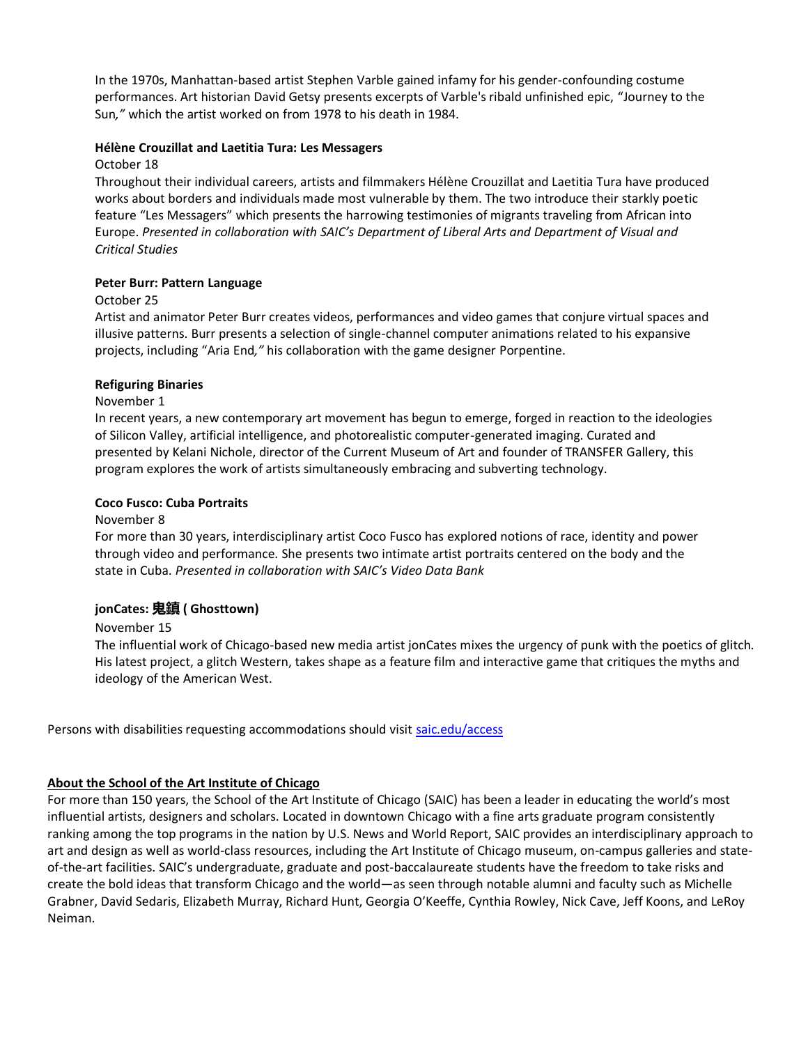In the 1970s, Manhattan-based artist Stephen Varble gained infamy for his gender-confounding costume performances. Art historian David Getsy presents excerpts of Varble's ribald unfinished epic, "Journey to the Sun," which the artist worked on from 1978 to his death in 1984.

**Hélène Crouzillat and Laetitia Tura: Les Messagers**

October 18

Throughout their individual careers, artists and filmmakers Hélène Crouzillat and Laetitia Tura have produced works about borders and individuals made most vulnerable by them. The two introduce their starkly poetic feature "Les Messagers" which presents the harrowing testimonies of migrants traveling from African into Europe. *Presented in collaboration with SAIC's Department of Liberal Arts and Department of Visual and Critical Studies*

**Peter Burr: Pattern Language**

October 25

Artist and animator Peter Burr creates videos, performances and video games that conjure virtual spaces and illusive patterns. Burr presents a selection of single-channel computer animations related to his expansive projects, including "Aria End," his collaboration with the game designer Porpentine.

**Refiguring Binaries**

November 1

In recent years, a new contemporary art movement has begun to emerge, forged in reaction to the ideologies of Silicon Valley, artificial intelligence, and photorealistic computer-generated imaging. Curated and presented by Kelani Nichole, director of the Current Museum of Art and founder of TRANSFER Gallery, this program explores the work of artists simultaneously embracing and subverting technology.

**Coco Fusco: Cuba Portraits**

November 8

For more than 30 years, interdisciplinary artist Coco Fusco has explored notions of race, identity and power through video and performance. She presents two intimate artist portraits centered on the body and the state in Cuba. *Presented in collaboration with SAIC's Video Data Bank*

**jonCates: 鬼鎮 ( Ghosttown)**

November 15

The influential work of Chicago-based new media artist jonCates mixes the urgency of punk with the poetics of glitch. His latest project, a glitch Western, takes shape as a feature film and interactive game that critiques the myths and ideology of the American West.

Persons with disabilities requesting accommodations should visit [saic.edu/access](saic.edu/access)

**About the School of the Art Institute of Chicago**

For more than 150 years, the School of the Art Institute of Chicago (SAIC) has been a leader in educating the world's most influential artists, designers and scholars. Located in downtown Chicago with a fine arts graduate program consistently ranking among the top programs in the nation by U.S. News and World Report, SAIC provides an interdisciplinary approach to art and design as well as world-class resources, including the Art Institute of Chicago museum, on-campus galleries and state-of-the-art facilities. SAIC's undergraduate, graduate and post-baccalaureate students have the freedom to take risks and create the bold ideas that transform Chicago and the world—as seen through notable alumni and faculty such as Michelle Grabner, David Sedaris, Elizabeth Murray, Richard Hunt, Georgia O'Keeffe, Cynthia Rowley, Nick Cave, Jeff Koons, and LeRoy Neiman.